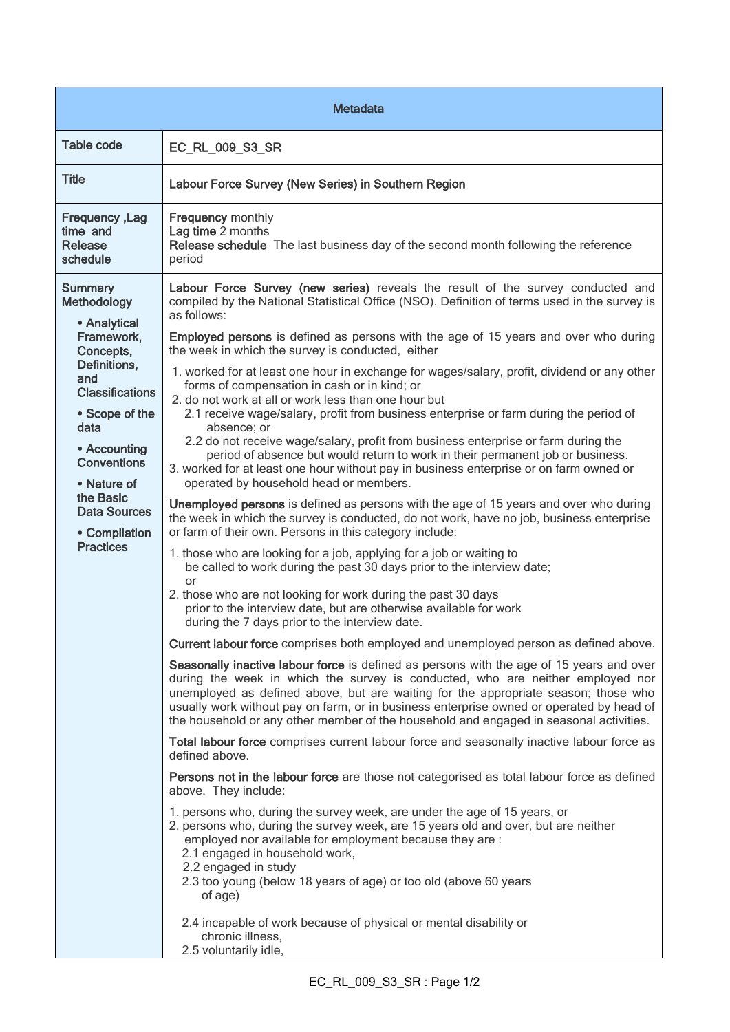| Metadata | |
|---|---|
| Table code | **EC_RL_009_S3_SR** |
| Title | **Labour Force Survey (New Series) in Southern Region** |
| Frequency ,Lag time and Release schedule | **Frequency** monthly<br>**Lag time** 2 months<br>**Release schedule** The last business day of the second month following the reference period |
| Summary Methodology<br><br>• Analytical Framework, Concepts, Definitions, and Classifications<br><br>• Scope of the data<br><br>• Accounting Conventions<br><br>• Nature of the Basic Data Sources<br><br>• Compilation Practices | **Labour Force Survey (new series)** reveals the result of the survey conducted and compiled by the National Statistical Office (NSO). Definition of terms used in the survey is as follows:<br><br>**Employed persons** is defined as persons with the age of 15 years and over who during the week in which the survey is conducted, either<br><br>1. worked for at least one hour in exchange for wages/salary, profit, dividend or any other forms of compensation in cash or in kind; or<br>2. do not work at all or work less than one hour but<br>2.1 receive wage/salary, profit from business enterprise or farm during the period of absence; or<br>2.2 do not receive wage/salary, profit from business enterprise or farm during the period of absence but would return to work in their permanent job or business.<br>3. worked for at least one hour without pay in business enterprise or on farm owned or operated by household head or members.<br><br>**Unemployed persons** is defined as persons with the age of 15 years and over who during the week in which the survey is conducted, do not work, have no job, business enterprise or farm of their own. Persons in this category include:<br><br>1. those who are looking for a job, applying for a job or waiting to be called to work during the past 30 days prior to the interview date; or<br>2. those who are not looking for work during the past 30 days prior to the interview date, but are otherwise available for work during the 7 days prior to the interview date.<br><br>**Current labour force** comprises both employed and unemployed person as defined above.<br><br>**Seasonally inactive labour force** is defined as persons with the age of 15 years and over during the week in which the survey is conducted, who are neither employed nor unemployed as defined above, but are waiting for the appropriate season; those who usually work without pay on farm, or in business enterprise owned or operated by head of the household or any other member of the household and engaged in seasonal activities.<br><br>**Total labour force** comprises current labour force and seasonally inactive labour force as defined above.<br><br>**Persons not in the labour force** are those not categorised as total labour force as defined above. They include:<br><br>1. persons who, during the survey week, are under the age of 15 years, or<br>2. persons who, during the survey week, are 15 years old and over, but are neither employed nor available for employment because they are :<br>2.1 engaged in household work,<br>2.2 engaged in study<br>2.3 too young (below 18 years of age) or too old (above 60 years of age)<br>2.4 incapable of work because of physical or mental disability or chronic illness,<br>2.5 voluntarily idle, |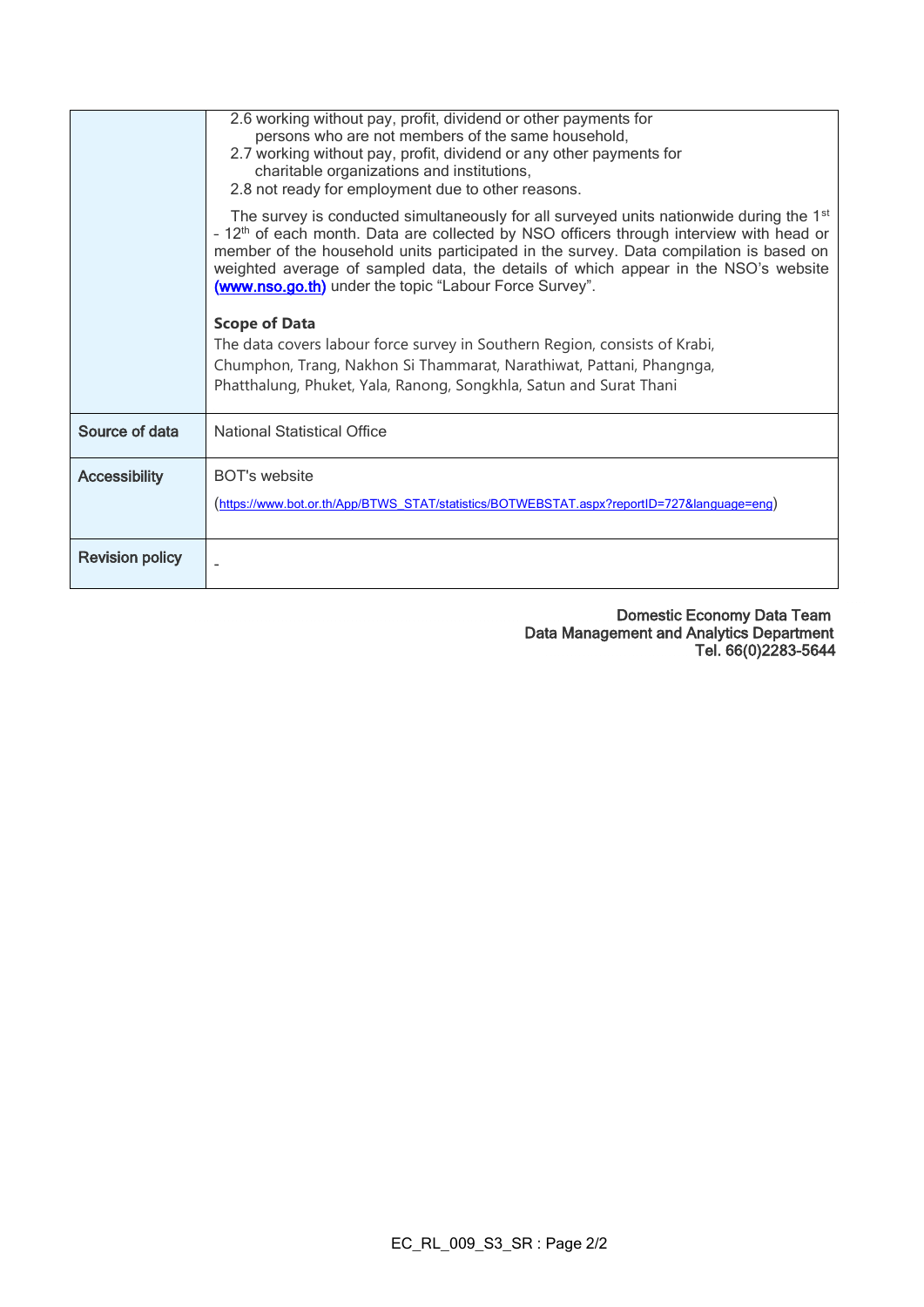| | |
|---|---|
| | 2.6 working without pay, profit, dividend or other payments for persons who are not members of the same household,<br>2.7 working without pay, profit, dividend or any other payments for charitable organizations and institutions,<br>2.8 not ready for employment due to other reasons.<br><br>The survey is conducted simultaneously for all surveyed units nationwide during the 1st - 12th of each month. Data are collected by NSO officers through interview with head or member of the household units participated in the survey. Data compilation is based on weighted average of sampled data, the details of which appear in the NSO's website **(www.nso.go.th)** under the topic "Labour Force Survey".<br><br>**Scope of Data**<br>The data covers labour force survey in Southern Region, consists of Krabi, Chumphon, Trang, Nakhon Si Thammarat, Narathiwat, Pattani, Phangnga, Phatthalung, Phuket, Yala, Ranong, Songkhla, Satun and Surat Thani |
| **Source of data** | National Statistical Office |
| **Accessibility** | BOT's website<br>(https://www.bot.or.th/App/BTWS_STAT/statistics/BOTWEBSTAT.aspx?reportID=727&language=eng) |
| **Revision policy** | - |

**Domestic Economy Data Team**
**Data Management and Analytics Department**
**Tel. 66(0)2283-5644**

EC_RL_009_S3_SR